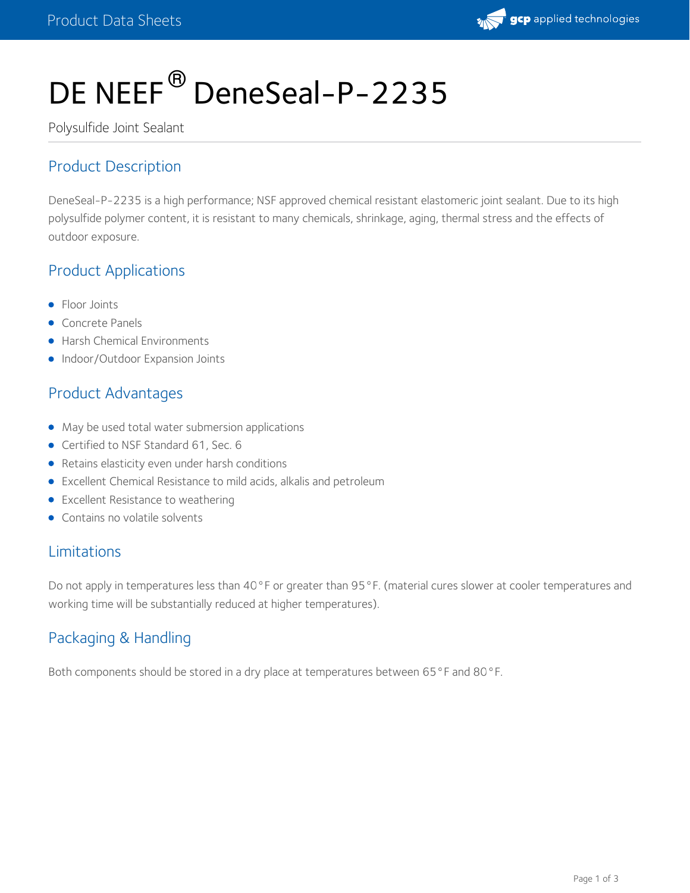# DE NEEF® DeneSeal-P-2235

Polysulfide Joint Sealant

## Product Description

DeneSeal-P-2235 is a high performance; NSF approved chemical resistant elastomeric joint sealant. Due to its high polysulfide polymer content, it is resistant to many chemicals, shrinkage, aging, thermal stress and the effects of outdoor exposure.

## Product Applications

- Floor Joints
- Concrete Panels
- Harsh Chemical Environments
- Indoor/Outdoor Expansion Joints

## Product Advantages

- May be used total water submersion applications
- Certified to NSF Standard 61, Sec. 6
- Retains elasticity even under harsh conditions
- Excellent Chemical Resistance to mild acids, alkalis and petroleum
- Excellent Resistance to weathering
- Contains no volatile solvents

## Limitations

Do not apply in temperatures less than 40°F or greater than 95°F. (material cures slower at cooler temperatures and working time will be substantially reduced at higher temperatures).

## Packaging & Handling

Both components should be stored in a dry place at temperatures between 65°F and 80°F.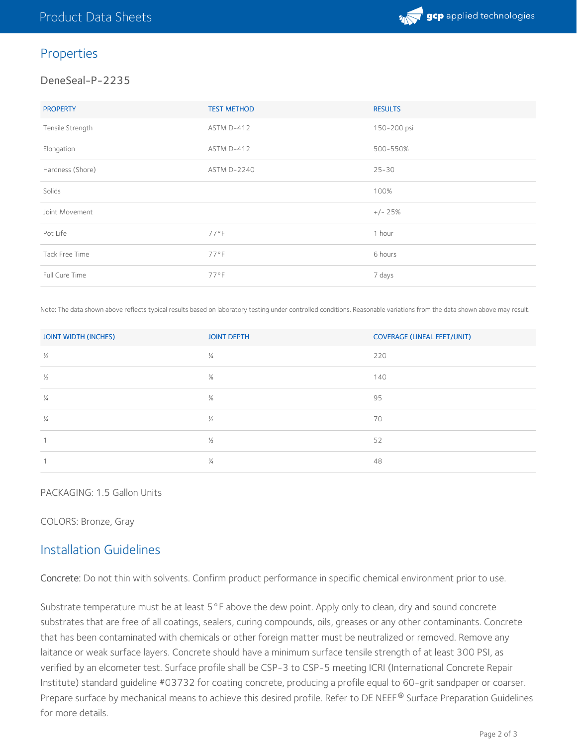## Properties

### DeneSeal-P-2235

| PROPERTY | TEST METHOD | RESULTS |
|---|---|---|
| Tensile Strength | ASTM D-412 | 150-200 psi |
| Elongation | ASTM D-412 | 500-550% |
| Hardness (Shore) | ASTM D-2240 | 25-30 |
| Solids | | 100% |
| Joint Movement | | +/- 25% |
| Pot Life | 77°F | 1 hour |
| Tack Free Time | 77°F | 6 hours |
| Full Cure Time | 77°F | 7 days |

Note: The data shown above reflects typical results based on laboratory testing under controlled conditions. Reasonable variations from the data shown above may result.

| JOINT WIDTH (INCHES) | JOINT DEPTH | COVERAGE (LINEAL FEET/UNIT) |
|---|---|---|
| ½ | ¼ | 220 |
| ½ | ⅜ | 140 |
| ¾ | ⅜ | 95 |
| ¾ | ½ | 70 |
| 1 | ½ | 52 |
| 1 | ¾ | 48 |

PACKAGING: 1.5 Gallon Units

COLORS: Bronze, Gray

## Installation Guidelines

Concrete: Do not thin with solvents. Confirm product performance in specific chemical environment prior to use.

Substrate temperature must be at least 5°F above the dew point. Apply only to clean, dry and sound concrete substrates that are free of all coatings, sealers, curing compounds, oils, greases or any other contaminants. Concrete that has been contaminated with chemicals or other foreign matter must be neutralized or removed. Remove any laitance or weak surface layers. Concrete should have a minimum surface tensile strength of at least 300 PSI, as verified by an elcometer test. Surface profile shall be CSP-3 to CSP-5 meeting ICRI (International Concrete Repair Institute) standard guideline #03732 for coating concrete, producing a profile equal to 60-grit sandpaper or coarser. Prepare surface by mechanical means to achieve this desired profile. Refer to DE NEEF® Surface Preparation Guidelines for more details.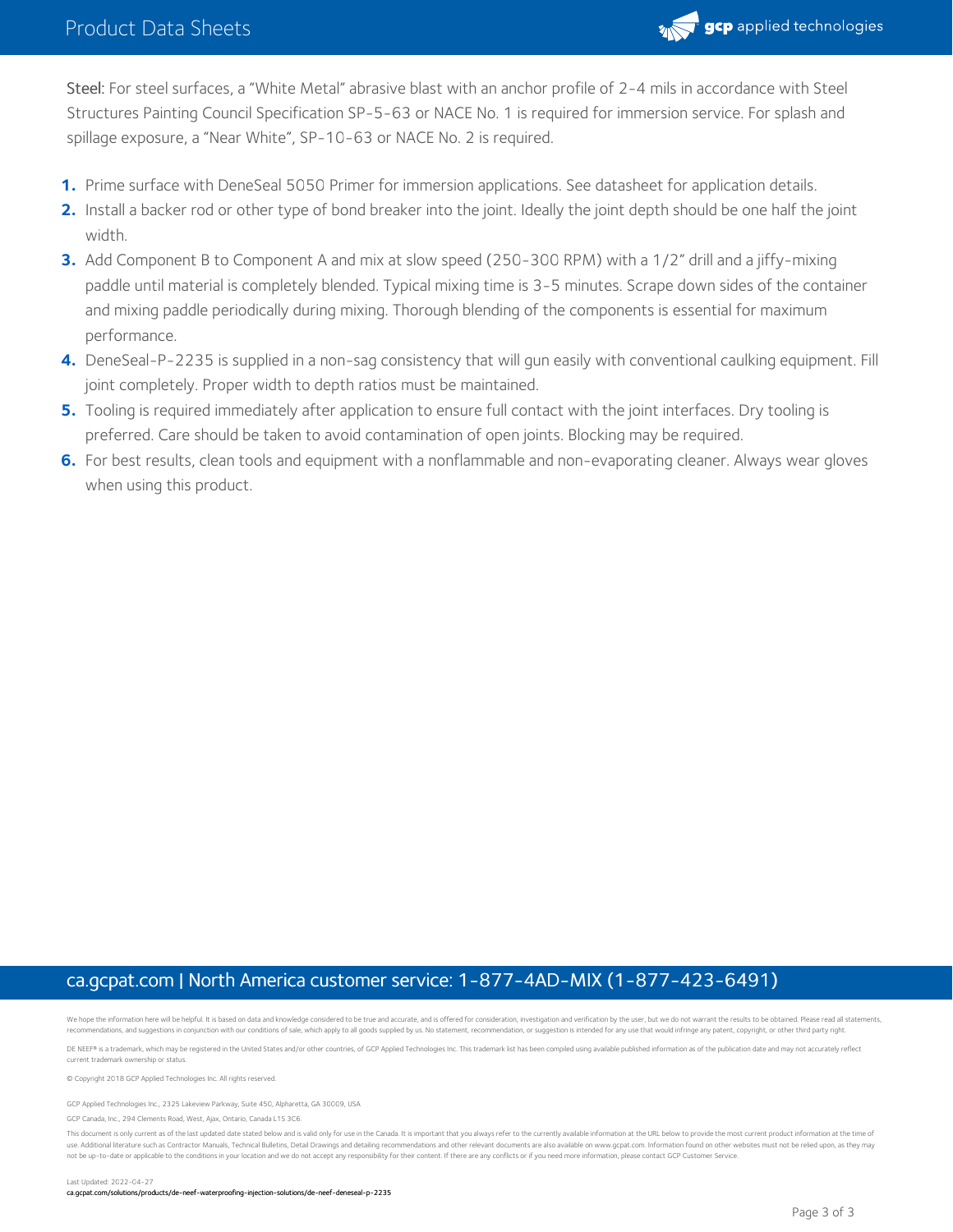**Steel:** For steel surfaces, a "White Metal" abrasive blast with an anchor profile of 2-4 mils in accordance with Steel Structures Painting Council Specification SP-5-63 or NACE No. 1 is required for immersion service. For splash and spillage exposure, a "Near White", SP-10-63 or NACE No. 2 is required.

1. Prime surface with DeneSeal 5050 Primer for immersion applications. See datasheet for application details.
2. Install a backer rod or other type of bond breaker into the joint. Ideally the joint depth should be one half the joint width.
3. Add Component B to Component A and mix at slow speed (250-300 RPM) with a 1/2" drill and a jiffy-mixing paddle until material is completely blended. Typical mixing time is 3-5 minutes. Scrape down sides of the container and mixing paddle periodically during mixing. Thorough blending of the components is essential for maximum performance.
4. DeneSeal-P-2235 is supplied in a non-sag consistency that will gun easily with conventional caulking equipment. Fill joint completely. Proper width to depth ratios must be maintained.
5. Tooling is required immediately after application to ensure full contact with the joint interfaces. Dry tooling is preferred. Care should be taken to avoid contamination of open joints. Blocking may be required.
6. For best results, clean tools and equipment with a nonflammable and non-evaporating cleaner. Always wear gloves when using this product.

ca.gcpat.com | North America customer service: 1-877-4AD-MIX (1-877-423-6491)

We hope the information here will be helpful. It is based on data and knowledge considered to be true and accurate, and is offered for consideration, investigation and verification by the user, but we do not warrant the results to be obtained. Please read all statements, recommendations, and suggestions in conjunction with our conditions of sale, which apply to all goods supplied by us. No statement, recommendation, or suggestion is intended for any use that would infringe any patent, copyright, or other third party right.

DE NEEF® is a trademark, which may be registered in the United States and/or other countries, of GCP Applied Technologies Inc. This trademark list has been compiled using available published information as of the publication date and may not accurately reflect current trademark ownership or status.

© Copyright 2018 GCP Applied Technologies Inc. All rights reserved.

GCP Applied Technologies Inc., 2325 Lakeview Parkway, Suite 450, Alpharetta, GA 30009, USA

GCP Canada, Inc., 294 Clements Road, West, Ajax, Ontario, Canada L1S 3C6.

This document is only current as of the last updated date stated below and is valid only for use in the Canada. It is important that you always refer to the currently available information at the URL below to provide the most current product information at the time of use. Additional literature such as Contractor Manuals, Technical Bulletins, Detail Drawings and detailing recommendations and other relevant documents are also available on www.gcpat.com. Information found on other websites must not be relied upon, as they may not be up-to-date or applicable to the conditions in your location and we do not accept any responsibility for their content. If there are any conflicts or if you need more information, please contact GCP Customer Service.

Last Updated: 2022-04-27
ca.gcpat.com/solutions/products/de-neef-waterproofing-injection-solutions/de-neef-deneseal-p-2235